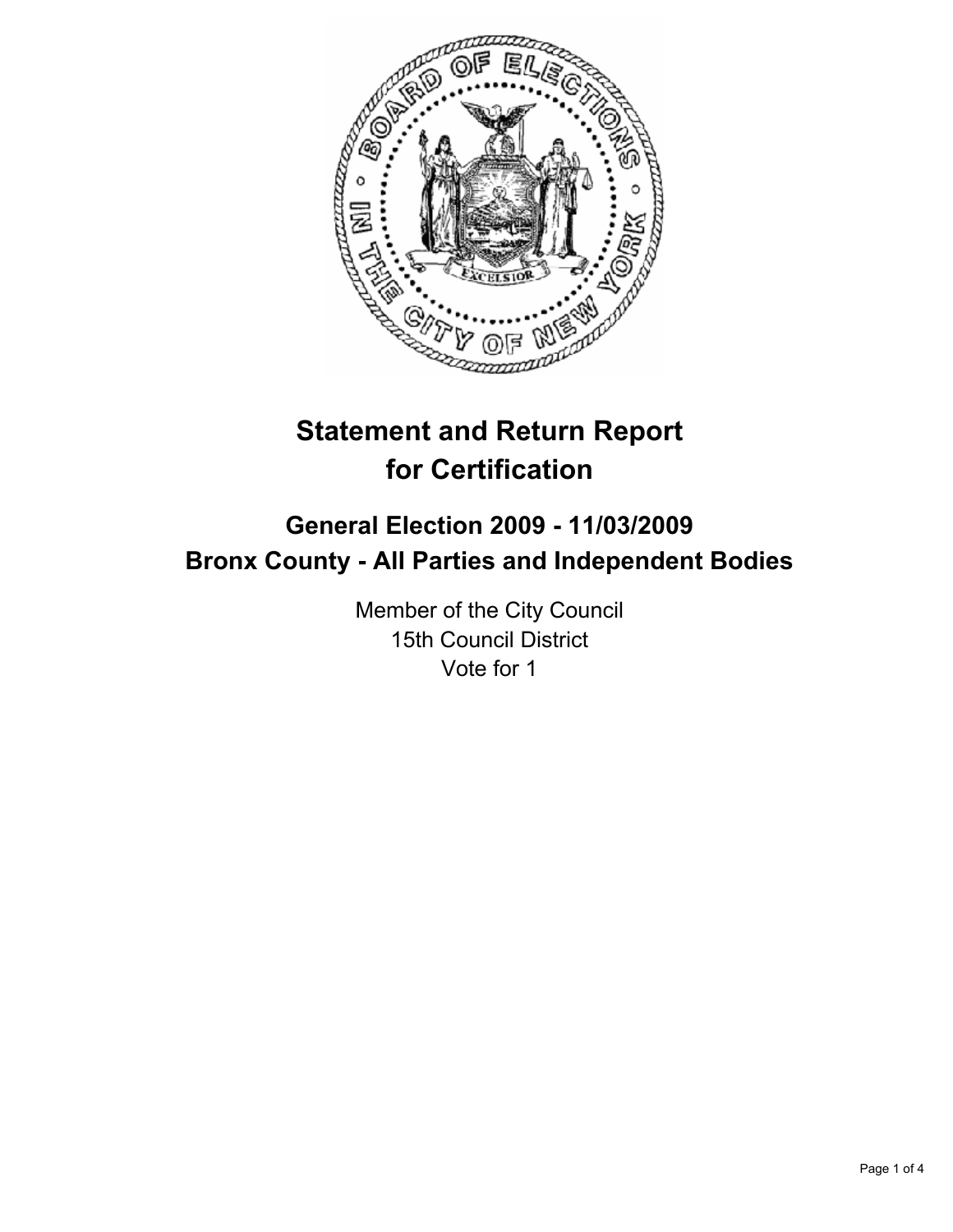# Statement and Return Report for Certification

## General Election 2009 - 11/03/2009
## Bronx County - All Parties and Independent Bodies

Member of the City Council
15th Council District
Vote for 1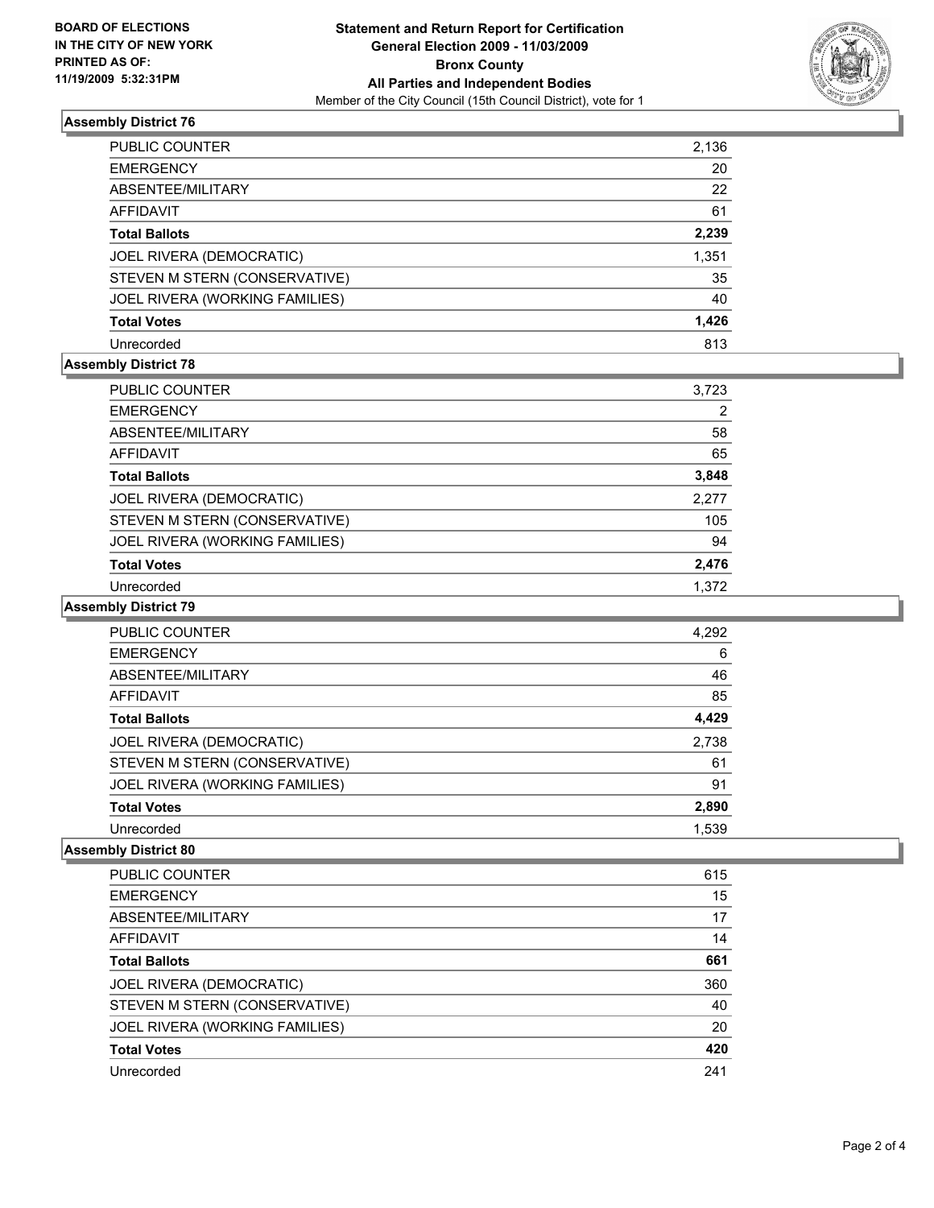**BOARD OF ELECTIONS IN THE CITY OF NEW YORK PRINTED AS OF: 11/19/2009 5:32:31PM**

# Statement and Return Report for Certification
## General Election 2009 - 11/03/2009
## Bronx County
## All Parties and Independent Bodies
Member of the City Council (15th Council District), vote for 1

### Assembly District 76

| | |
|---|---|
| PUBLIC COUNTER | 2,136 |
| EMERGENCY | 20 |
| ABSENTEE/MILITARY | 22 |
| AFFIDAVIT | 61 |
| **Total Ballots** | **2,239** |
| JOEL RIVERA (DEMOCRATIC) | 1,351 |
| STEVEN M STERN (CONSERVATIVE) | 35 |
| JOEL RIVERA (WORKING FAMILIES) | 40 |
| **Total Votes** | **1,426** |
| Unrecorded | 813 |

### Assembly District 78

| | |
|---|---|
| PUBLIC COUNTER | 3,723 |
| EMERGENCY | 2 |
| ABSENTEE/MILITARY | 58 |
| AFFIDAVIT | 65 |
| **Total Ballots** | **3,848** |
| JOEL RIVERA (DEMOCRATIC) | 2,277 |
| STEVEN M STERN (CONSERVATIVE) | 105 |
| JOEL RIVERA (WORKING FAMILIES) | 94 |
| **Total Votes** | **2,476** |
| Unrecorded | 1,372 |

### Assembly District 79

| | |
|---|---|
| PUBLIC COUNTER | 4,292 |
| EMERGENCY | 6 |
| ABSENTEE/MILITARY | 46 |
| AFFIDAVIT | 85 |
| **Total Ballots** | **4,429** |
| JOEL RIVERA (DEMOCRATIC) | 2,738 |
| STEVEN M STERN (CONSERVATIVE) | 61 |
| JOEL RIVERA (WORKING FAMILIES) | 91 |
| **Total Votes** | **2,890** |
| Unrecorded | 1,539 |

### Assembly District 80

| | |
|---|---|
| PUBLIC COUNTER | 615 |
| EMERGENCY | 15 |
| ABSENTEE/MILITARY | 17 |
| AFFIDAVIT | 14 |
| **Total Ballots** | **661** |
| JOEL RIVERA (DEMOCRATIC) | 360 |
| STEVEN M STERN (CONSERVATIVE) | 40 |
| JOEL RIVERA (WORKING FAMILIES) | 20 |
| **Total Votes** | **420** |
| Unrecorded | 241 |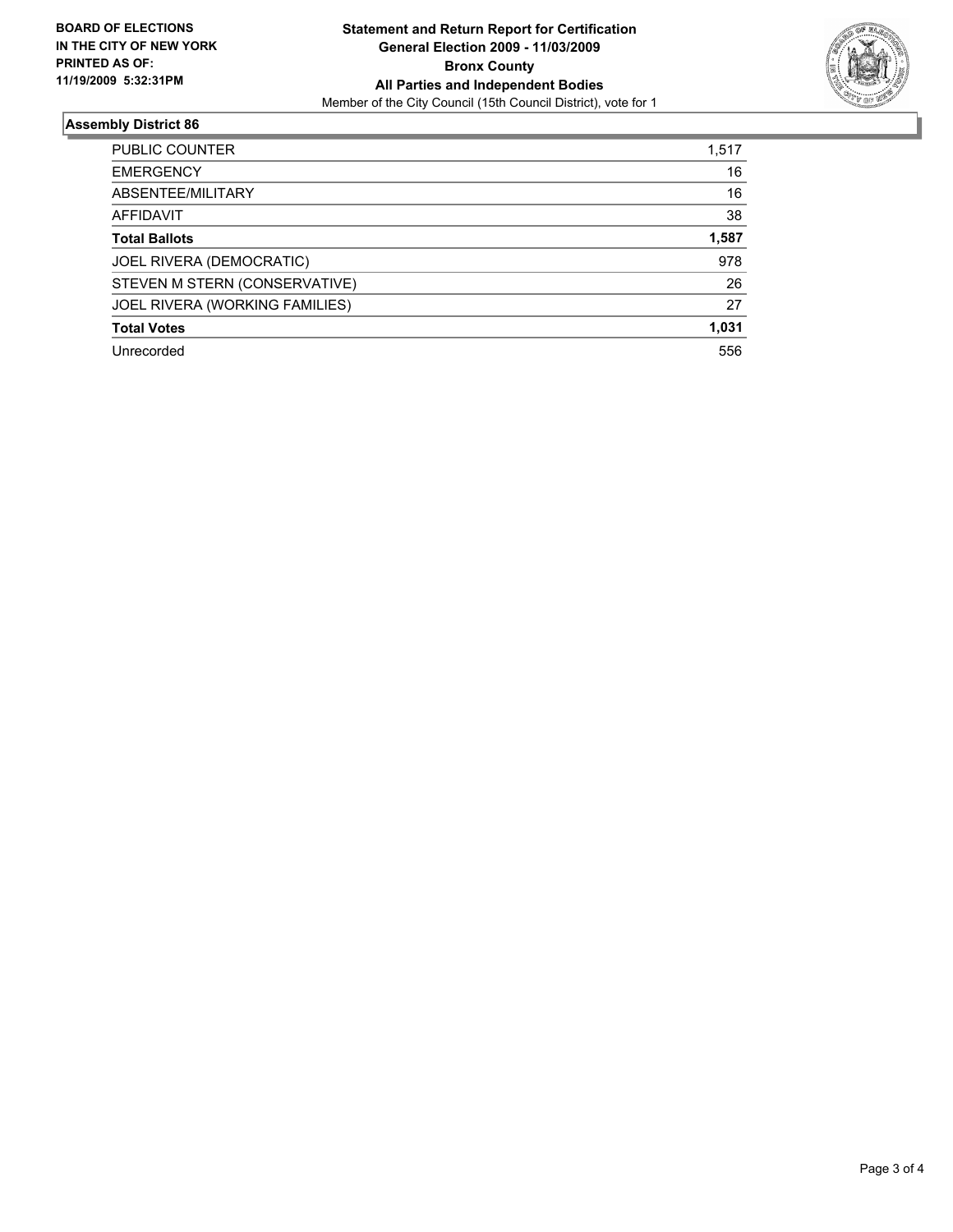**BOARD OF ELECTIONS IN THE CITY OF NEW YORK PRINTED AS OF: 11/19/2009 5:32:31PM**

**Statement and Return Report for Certification**
**General Election 2009 - 11/03/2009**
**Bronx County**
**All Parties and Independent Bodies**
Member of the City Council (15th Council District), vote for 1

## Assembly District 86

| | |
|---|---|
| PUBLIC COUNTER | 1,517 |
| EMERGENCY | 16 |
| ABSENTEE/MILITARY | 16 |
| AFFIDAVIT | 38 |
| **Total Ballots** | **1,587** |
| JOEL RIVERA (DEMOCRATIC) | 978 |
| STEVEN M STERN (CONSERVATIVE) | 26 |
| JOEL RIVERA (WORKING FAMILIES) | 27 |
| **Total Votes** | **1,031** |
| Unrecorded | 556 |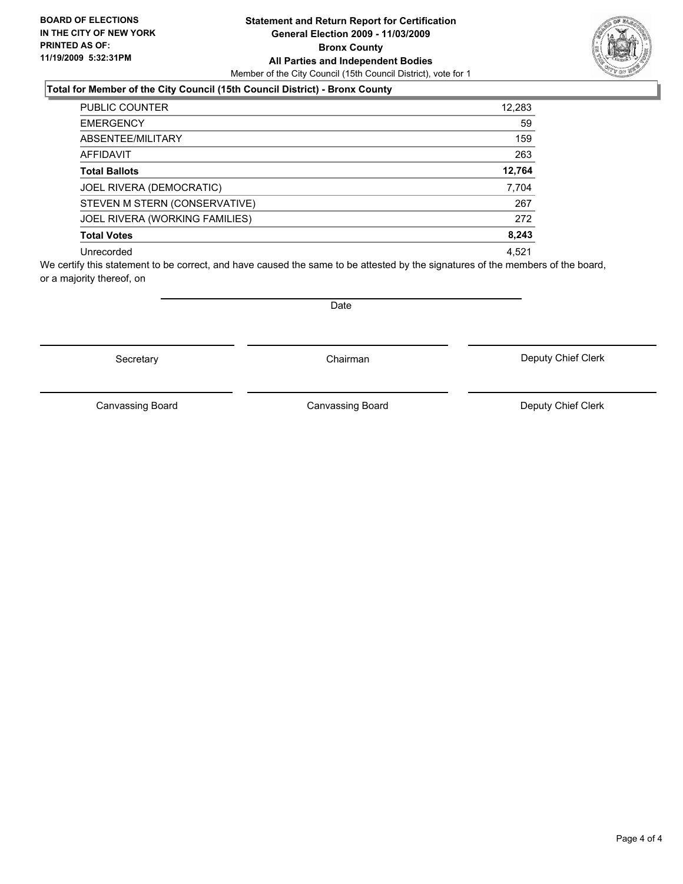**BOARD OF ELECTIONS IN THE CITY OF NEW YORK PRINTED AS OF: 11/19/2009 5:32:31PM**

**Statement and Return Report for Certification General Election 2009 - 11/03/2009 Bronx County All Parties and Independent Bodies**

Member of the City Council (15th Council District), vote for 1

**Total for Member of the City Council (15th Council District) - Bronx County**

| | |
|---|---|
| PUBLIC COUNTER | 12,283 |
| EMERGENCY | 59 |
| ABSENTEE/MILITARY | 159 |
| AFFIDAVIT | 263 |
| **Total Ballots** | **12,764** |
| JOEL RIVERA (DEMOCRATIC) | 7,704 |
| STEVEN M STERN (CONSERVATIVE) | 267 |
| JOEL RIVERA (WORKING FAMILIES) | 272 |
| **Total Votes** | **8,243** |
| Unrecorded | 4,521 |

We certify this statement to be correct, and have caused the same to be attested by the signatures of the members of the board, or a majority thereof, on

Date

Secretary

Chairman

Deputy Chief Clerk

Canvassing Board

Canvassing Board

Deputy Chief Clerk